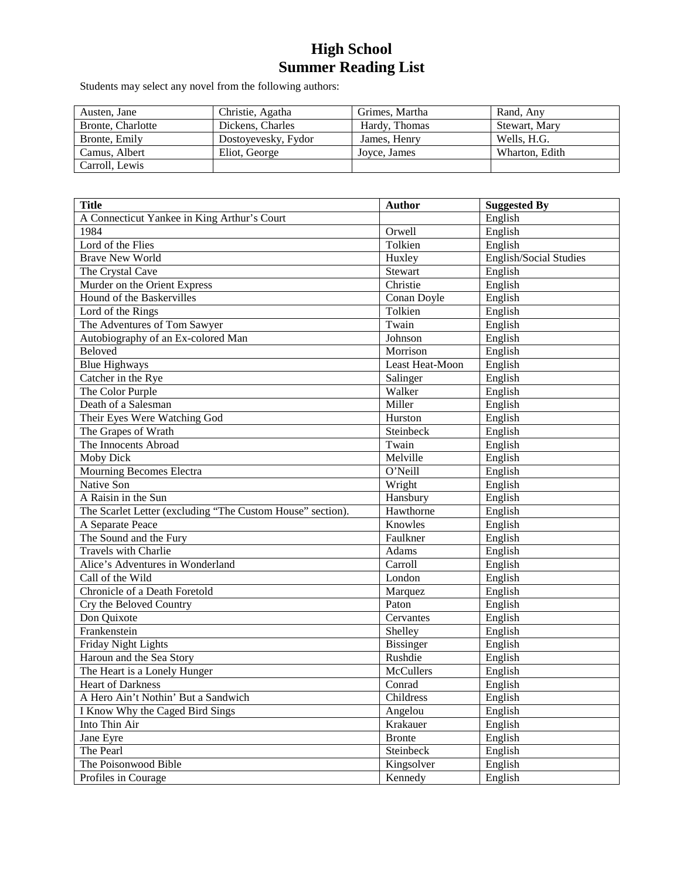# High School
# Summer Reading List

Students may select any novel from the following authors:

| Austen, Jane | Christie, Agatha | Grimes, Martha | Rand, Any |
|---|---|---|---|
| Bronte, Charlotte | Dickens, Charles | Hardy, Thomas | Stewart, Mary |
| Bronte, Emily | Dostoyevesky, Fydor | James, Henry | Wells, H.G. |
| Camus, Albert | Eliot, George | Joyce, James | Wharton, Edith |
| Carroll, Lewis | | | |

| Title | Author | Suggested By |
|---|---|---|
| A Connecticut Yankee in King Arthur's Court | | English |
| 1984 | Orwell | English |
| Lord of the Flies | Tolkien | English |
| Brave New World | Huxley | English/Social Studies |
| The Crystal Cave | Stewart | English |
| Murder on the Orient Express | Christie | English |
| Hound of the Baskervilles | Conan Doyle | English |
| Lord of the Rings | Tolkien | English |
| The Adventures of Tom Sawyer | Twain | English |
| Autobiography of an Ex-colored Man | Johnson | English |
| Beloved | Morrison | English |
| Blue Highways | Least Heat-Moon | English |
| Catcher in the Rye | Salinger | English |
| The Color Purple | Walker | English |
| Death of a Salesman | Miller | English |
| Their Eyes Were Watching God | Hurston | English |
| The Grapes of Wrath | Steinbeck | English |
| The Innocents Abroad | Twain | English |
| Moby Dick | Melville | English |
| Mourning Becomes Electra | O'Neill | English |
| Native Son | Wright | English |
| A Raisin in the Sun | Hansbury | English |
| The Scarlet Letter (excluding "The Custom House" section). | Hawthorne | English |
| A Separate Peace | Knowles | English |
| The Sound and the Fury | Faulkner | English |
| Travels with Charlie | Adams | English |
| Alice's Adventures in Wonderland | Carroll | English |
| Call of the Wild | London | English |
| Chronicle of a Death Foretold | Marquez | English |
| Cry the Beloved Country | Paton | English |
| Don Quixote | Cervantes | English |
| Frankenstein | Shelley | English |
| Friday Night Lights | Bissinger | English |
| Haroun and the Sea Story | Rushdie | English |
| The Heart is a Lonely Hunger | McCullers | English |
| Heart of Darkness | Conrad | English |
| A Hero Ain't Nothin' But a Sandwich | Childress | English |
| I Know Why the Caged Bird Sings | Angelou | English |
| Into Thin Air | Krakauer | English |
| Jane Eyre | Bronte | English |
| The Pearl | Steinbeck | English |
| The Poisonwood Bible | Kingsolver | English |
| Profiles in Courage | Kennedy | English |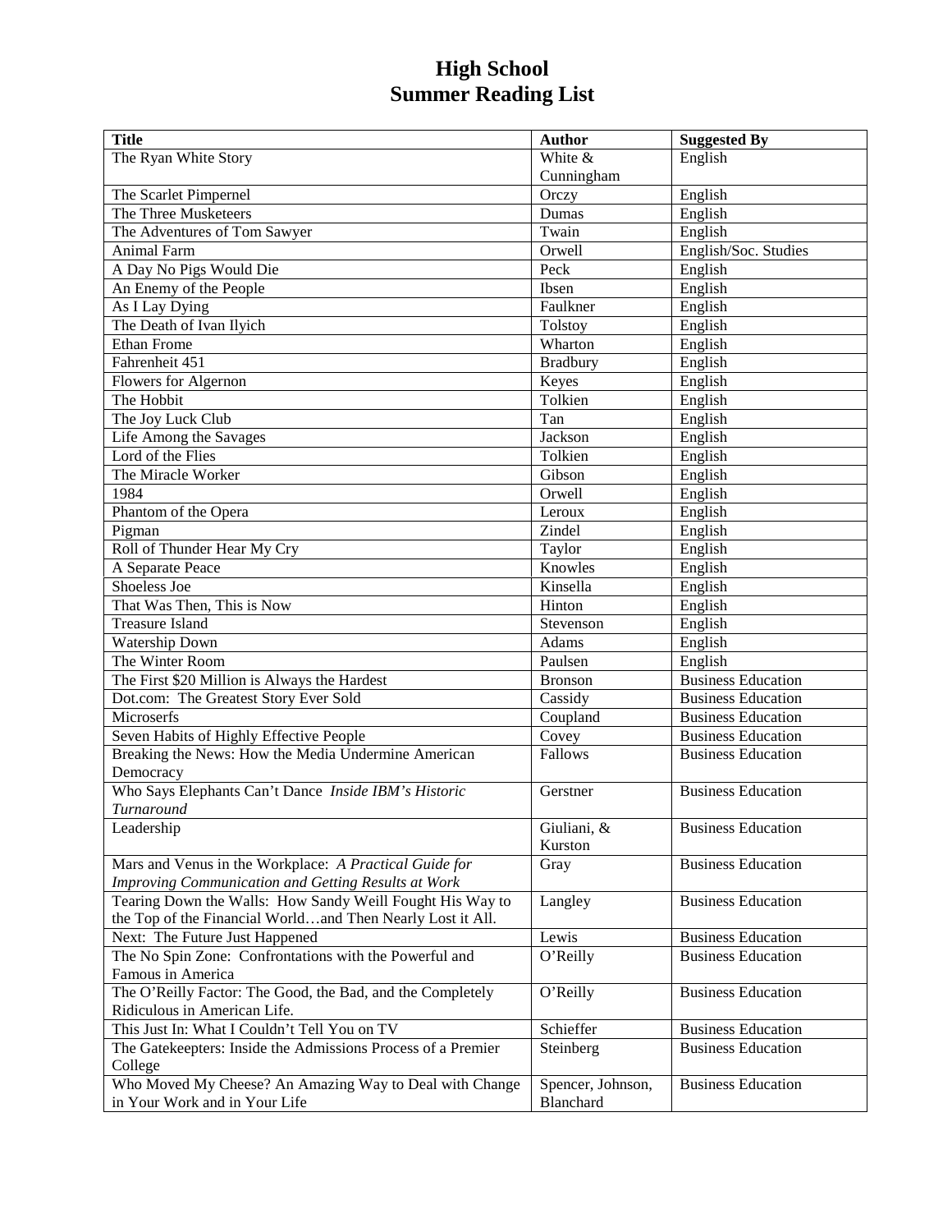# High School
# Summer Reading List

| Title | Author | Suggested By |
|---|---|---|
| The Ryan White Story | White & Cunningham | English |
| The Scarlet Pimpernel | Orczy | English |
| The Three Musketeers | Dumas | English |
| The Adventures of Tom Sawyer | Twain | English |
| Animal Farm | Orwell | English/Soc. Studies |
| A Day No Pigs Would Die | Peck | English |
| An Enemy of the People | Ibsen | English |
| As I Lay Dying | Faulkner | English |
| The Death of Ivan Ilyich | Tolstoy | English |
| Ethan Frome | Wharton | English |
| Fahrenheit 451 | Bradbury | English |
| Flowers for Algernon | Keyes | English |
| The Hobbit | Tolkien | English |
| The Joy Luck Club | Tan | English |
| Life Among the Savages | Jackson | English |
| Lord of the Flies | Tolkien | English |
| The Miracle Worker | Gibson | English |
| 1984 | Orwell | English |
| Phantom of the Opera | Leroux | English |
| Pigman | Zindel | English |
| Roll of Thunder Hear My Cry | Taylor | English |
| A Separate Peace | Knowles | English |
| Shoeless Joe | Kinsella | English |
| That Was Then, This is Now | Hinton | English |
| Treasure Island | Stevenson | English |
| Watership Down | Adams | English |
| The Winter Room | Paulsen | English |
| The First $20 Million is Always the Hardest | Bronson | Business Education |
| Dot.com: The Greatest Story Ever Sold | Cassidy | Business Education |
| Microserfs | Coupland | Business Education |
| Seven Habits of Highly Effective People | Covey | Business Education |
| Breaking the News: How the Media Undermine American Democracy | Fallows | Business Education |
| Who Says Elephants Can't Dance *Inside IBM's Historic Turnaround* | Gerstner | Business Education |
| Leadership | Giuliani, & Kurston | Business Education |
| Mars and Venus in the Workplace: *A Practical Guide for Improving Communication and Getting Results at Work* | Gray | Business Education |
| Tearing Down the Walls: How Sandy Weill Fought His Way to the Top of the Financial World…and Then Nearly Lost it All. | Langley | Business Education |
| Next: The Future Just Happened | Lewis | Business Education |
| The No Spin Zone: Confrontations with the Powerful and Famous in America | O'Reilly | Business Education |
| The O'Reilly Factor: The Good, the Bad, and the Completely Ridiculous in American Life. | O'Reilly | Business Education |
| This Just In: What I Couldn't Tell You on TV | Schieffer | Business Education |
| The Gatekeepers: Inside the Admissions Process of a Premier College | Steinberg | Business Education |
| Who Moved My Cheese? An Amazing Way to Deal with Change in Your Work and in Your Life | Spencer, Johnson, Blanchard | Business Education |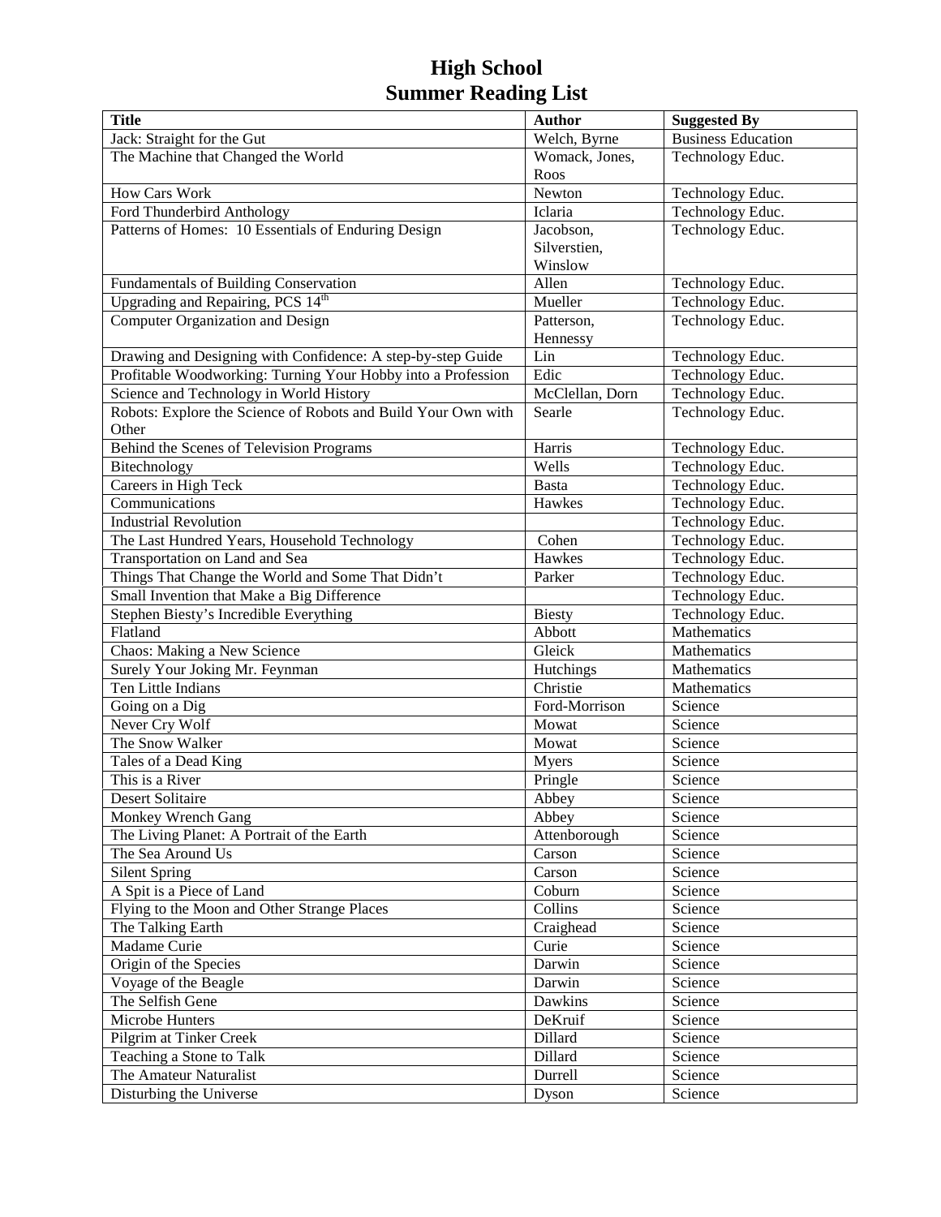# High School
# Summer Reading List

| Title | Author | Suggested By |
|---|---|---|
| Jack: Straight for the Gut | Welch, Byrne | Business Education |
| The Machine that Changed the World | Womack, Jones, Roos | Technology Educ. |
| How Cars Work | Newton | Technology Educ. |
| Ford Thunderbird Anthology | Iclaria | Technology Educ. |
| Patterns of Homes: 10 Essentials of Enduring Design | Jacobson, Silverstien, Winslow | Technology Educ. |
| Fundamentals of Building Conservation | Allen | Technology Educ. |
| Upgrading and Repairing, PCS 14th | Mueller | Technology Educ. |
| Computer Organization and Design | Patterson, Hennessy | Technology Educ. |
| Drawing and Designing with Confidence: A step-by-step Guide | Lin | Technology Educ. |
| Profitable Woodworking: Turning Your Hobby into a Profession | Edic | Technology Educ. |
| Science and Technology in World History | McClellan, Dorn | Technology Educ. |
| Robots: Explore the Science of Robots and Build Your Own with Other | Searle | Technology Educ. |
| Behind the Scenes of Television Programs | Harris | Technology Educ. |
| Bitechnology | Wells | Technology Educ. |
| Careers in High Teck | Basta | Technology Educ. |
| Communications | Hawkes | Technology Educ. |
| Industrial Revolution | | Technology Educ. |
| The Last Hundred Years, Household Technology | Cohen | Technology Educ. |
| Transportation on Land and Sea | Hawkes | Technology Educ. |
| Things That Change the World and Some That Didn't | Parker | Technology Educ. |
| Small Invention that Make a Big Difference | | Technology Educ. |
| Stephen Biesty's Incredible Everything | Biesty | Technology Educ. |
| Flatland | Abbott | Mathematics |
| Chaos: Making a New Science | Gleick | Mathematics |
| Surely Your Joking Mr. Feynman | Hutchings | Mathematics |
| Ten Little Indians | Christie | Mathematics |
| Going on a Dig | Ford-Morrison | Science |
| Never Cry Wolf | Mowat | Science |
| The Snow Walker | Mowat | Science |
| Tales of a Dead King | Myers | Science |
| This is a River | Pringle | Science |
| Desert Solitaire | Abbey | Science |
| Monkey Wrench Gang | Abbey | Science |
| The Living Planet: A Portrait of the Earth | Attenborough | Science |
| The Sea Around Us | Carson | Science |
| Silent Spring | Carson | Science |
| A Spit is a Piece of Land | Coburn | Science |
| Flying to the Moon and Other Strange Places | Collins | Science |
| The Talking Earth | Craighead | Science |
| Madame Curie | Curie | Science |
| Origin of the Species | Darwin | Science |
| Voyage of the Beagle | Darwin | Science |
| The Selfish Gene | Dawkins | Science |
| Microbe Hunters | DeKruif | Science |
| Pilgrim at Tinker Creek | Dillard | Science |
| Teaching a Stone to Talk | Dillard | Science |
| The Amateur Naturalist | Durrell | Science |
| Disturbing the Universe | Dyson | Science |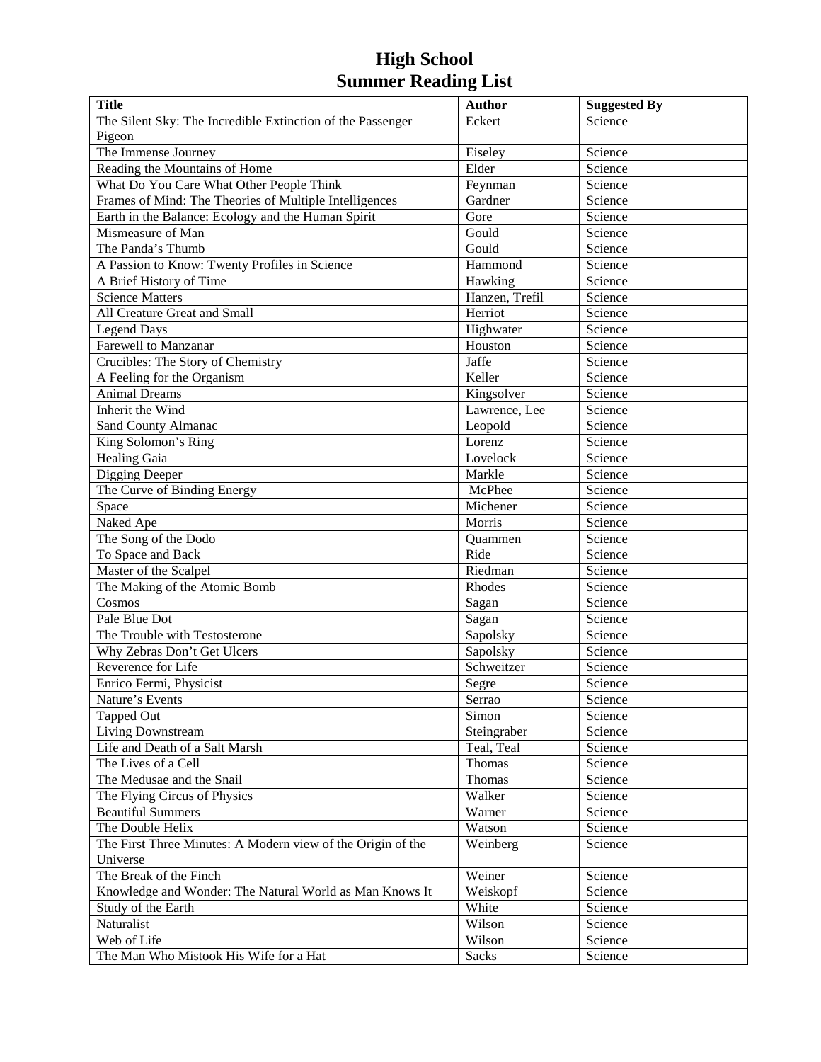# High School
# Summer Reading List

| Title | Author | Suggested By |
|---|---|---|
| The Silent Sky: The Incredible Extinction of the Passenger Pigeon | Eckert | Science |
| The Immense Journey | Eiseley | Science |
| Reading the Mountains of Home | Elder | Science |
| What Do You Care What Other People Think | Feynman | Science |
| Frames of Mind: The Theories of Multiple Intelligences | Gardner | Science |
| Earth in the Balance: Ecology and the Human Spirit | Gore | Science |
| Mismeasure of Man | Gould | Science |
| The Panda's Thumb | Gould | Science |
| A Passion to Know: Twenty Profiles in Science | Hammond | Science |
| A Brief History of Time | Hawking | Science |
| Science Matters | Hanzen, Trefil | Science |
| All Creature Great and Small | Herriot | Science |
| Legend Days | Highwater | Science |
| Farewell to Manzanar | Houston | Science |
| Crucibles: The Story of Chemistry | Jaffe | Science |
| A Feeling for the Organism | Keller | Science |
| Animal Dreams | Kingsolver | Science |
| Inherit the Wind | Lawrence, Lee | Science |
| Sand County Almanac | Leopold | Science |
| King Solomon's Ring | Lorenz | Science |
| Healing Gaia | Lovelock | Science |
| Digging Deeper | Markle | Science |
| The Curve of Binding Energy | McPhee | Science |
| Space | Michener | Science |
| Naked Ape | Morris | Science |
| The Song of the Dodo | Quammen | Science |
| To Space and Back | Ride | Science |
| Master of the Scalpel | Riedman | Science |
| The Making of the Atomic Bomb | Rhodes | Science |
| Cosmos | Sagan | Science |
| Pale Blue Dot | Sagan | Science |
| The Trouble with Testosterone | Sapolsky | Science |
| Why Zebras Don't Get Ulcers | Sapolsky | Science |
| Reverence for Life | Schweitzer | Science |
| Enrico Fermi, Physicist | Segre | Science |
| Nature's Events | Serrao | Science |
| Tapped Out | Simon | Science |
| Living Downstream | Steingraber | Science |
| Life and Death of a Salt Marsh | Teal, Teal | Science |
| The Lives of a Cell | Thomas | Science |
| The Medusae and the Snail | Thomas | Science |
| The Flying Circus of Physics | Walker | Science |
| Beautiful Summers | Warner | Science |
| The Double Helix | Watson | Science |
| The First Three Minutes: A Modern view of the Origin of the Universe | Weinberg | Science |
| The Break of the Finch | Weiner | Science |
| Knowledge and Wonder: The Natural World as Man Knows It | Weiskopf | Science |
| Study of the Earth | White | Science |
| Naturalist | Wilson | Science |
| Web of Life | Wilson | Science |
| The Man Who Mistook His Wife for a Hat | Sacks | Science |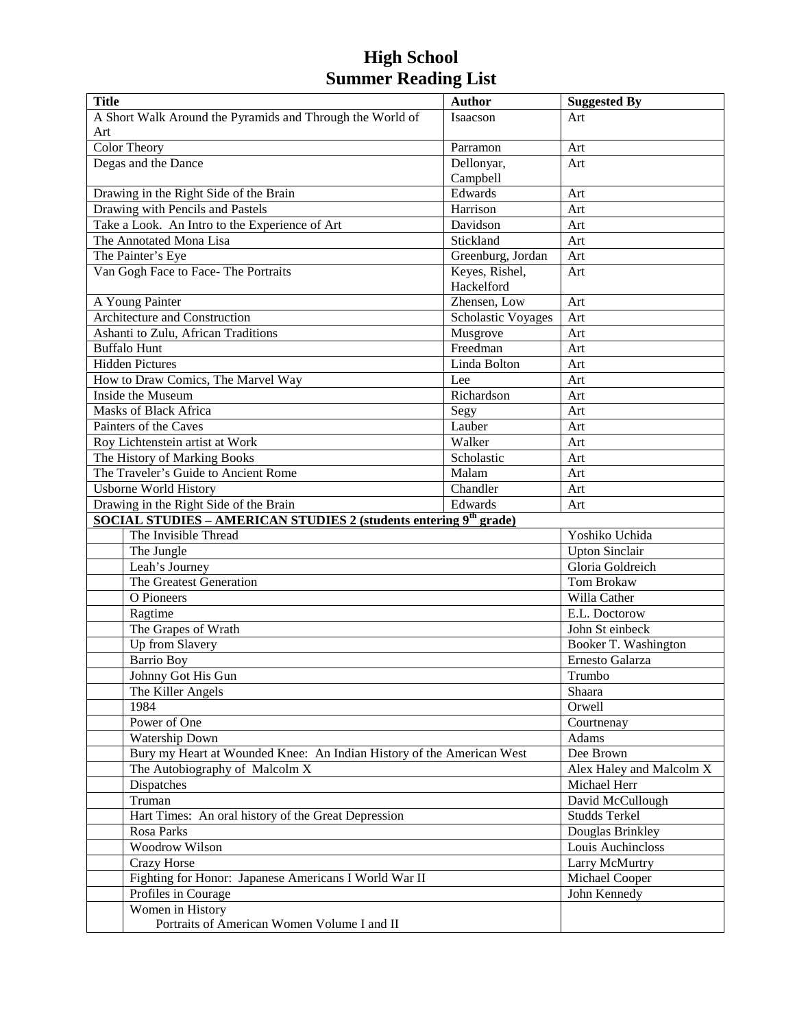# High School
# Summer Reading List

| Title | Author | Suggested By |
|---|---|---|
| A Short Walk Around the Pyramids and Through the World of Art | Isaacson | Art |
| Color Theory | Parramon | Art |
| Degas and the Dance | Dellonyar, Campbell | Art |
| Drawing in the Right Side of the Brain | Edwards | Art |
| Drawing with Pencils and Pastels | Harrison | Art |
| Take a Look. An Intro to the Experience of Art | Davidson | Art |
| The Annotated Mona Lisa | Stickland | Art |
| The Painter's Eye | Greenburg, Jordan | Art |
| Van Gogh Face to Face- The Portraits | Keyes, Rishel, Hackelford | Art |
| A Young Painter | Zhensen, Low | Art |
| Architecture and Construction | Scholastic Voyages | Art |
| Ashanti to Zulu, African Traditions | Musgrove | Art |
| Buffalo Hunt | Freedman | Art |
| Hidden Pictures | Linda Bolton | Art |
| How to Draw Comics, The Marvel Way | Lee | Art |
| Inside the Museum | Richardson | Art |
| Masks of Black Africa | Segy | Art |
| Painters of the Caves | Lauber | Art |
| Roy Lichtenstein artist at Work | Walker | Art |
| The History of Marking Books | Scholastic | Art |
| The Traveler's Guide to Ancient Rome | Malam | Art |
| Usborne World History | Chandler | Art |
| Drawing in the Right Side of the Brain | Edwards | Art |

**SOCIAL STUDIES – AMERICAN STUDIES 2 (students entering 9th grade)**

| | Title | Author |
|---|---|---|
| | The Invisible Thread | Yoshiko Uchida |
| | The Jungle | Upton Sinclair |
| | Leah's Journey | Gloria Goldreich |
| | The Greatest Generation | Tom Brokaw |
| | O Pioneers | Willa Cather |
| | Ragtime | E.L. Doctorow |
| | The Grapes of Wrath | John St einbeck |
| | Up from Slavery | Booker T. Washington |
| | Barrio Boy | Ernesto Galarza |
| | Johnny Got His Gun | Trumbo |
| | The Killer Angels | Shaara |
| | 1984 | Orwell |
| | Power of One | Courtnenay |
| | Watership Down | Adams |
| | Bury my Heart at Wounded Knee: An Indian History of the American West | Dee Brown |
| | The Autobiography of Malcolm X | Alex Haley and Malcolm X |
| | Dispatches | Michael Herr |
| | Truman | David McCullough |
| | Hart Times: An oral history of the Great Depression | Studds Terkel |
| | Rosa Parks | Douglas Brinkley |
| | Woodrow Wilson | Louis Auchincloss |
| | Crazy Horse | Larry McMurtry |
| | Fighting for Honor: Japanese Americans I World War II | Michael Cooper |
| | Profiles in Courage | John Kennedy |
| | Women in History<br>Portraits of American Women Volume I and II | |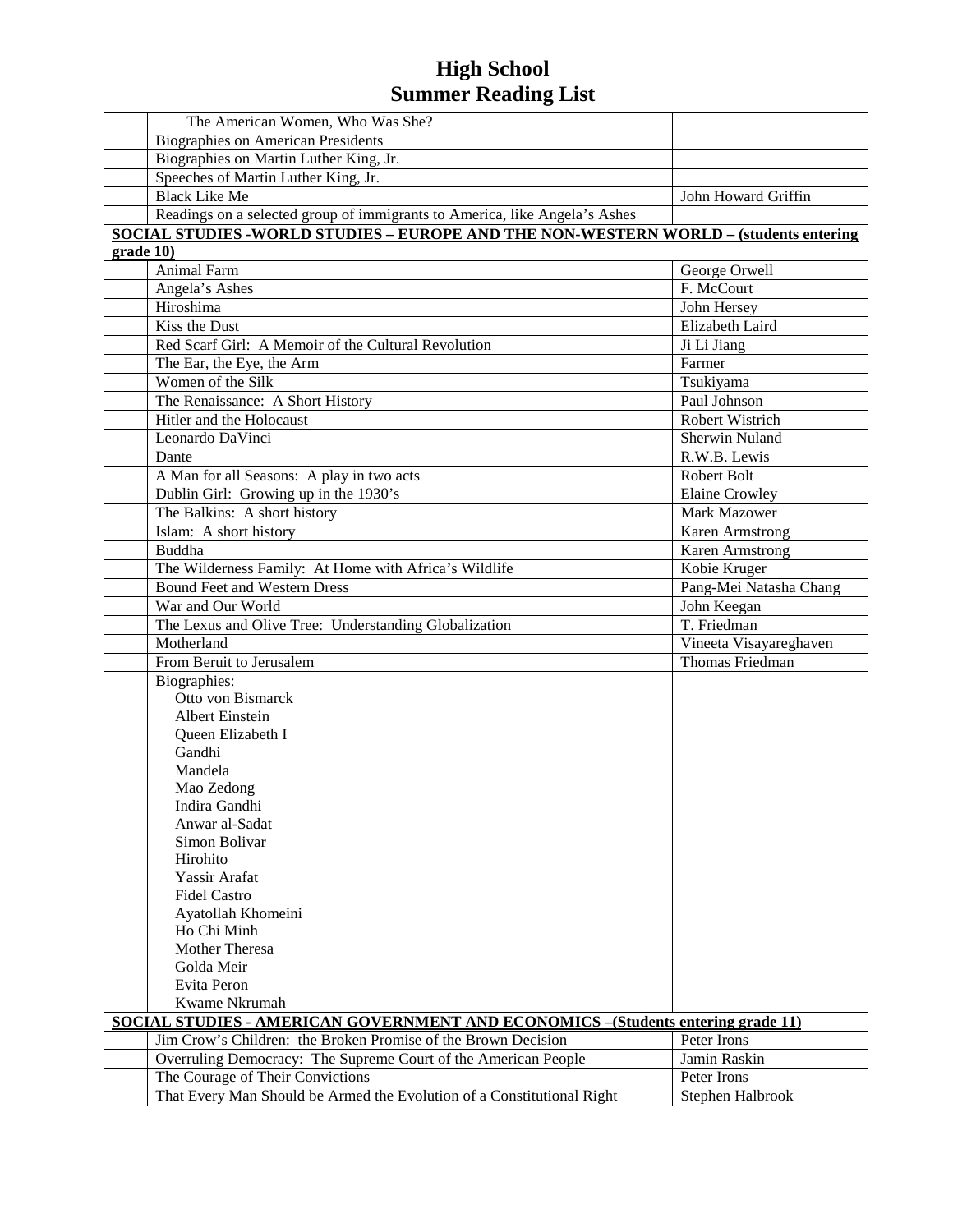# High School
# Summer Reading List

| | | |
|---|---|---|
| | The American Women, Who Was She? | |
| | Biographies on American Presidents | |
| | Biographies on Martin Luther King, Jr. | |
| | Speeches of Martin Luther King, Jr. | |
| | Black Like Me | John Howard Griffin |
| | Readings on a selected group of immigrants to America, like Angela's Ashes | |
| **SOCIAL STUDIES -WORLD STUDIES – EUROPE AND THE NON-WESTERN WORLD – (students entering grade 10)** | | |
| | Animal Farm | George Orwell |
| | Angela's Ashes | F. McCourt |
| | Hiroshima | John Hersey |
| | Kiss the Dust | Elizabeth Laird |
| | Red Scarf Girl: A Memoir of the Cultural Revolution | Ji Li Jiang |
| | The Ear, the Eye, the Arm | Farmer |
| | Women of the Silk | Tsukiyama |
| | The Renaissance: A Short History | Paul Johnson |
| | Hitler and the Holocaust | Robert Wistrich |
| | Leonardo DaVinci | Sherwin Nuland |
| | Dante | R.W.B. Lewis |
| | A Man for all Seasons: A play in two acts | Robert Bolt |
| | Dublin Girl: Growing up in the 1930's | Elaine Crowley |
| | The Balkins: A short history | Mark Mazower |
| | Islam: A short history | Karen Armstrong |
| | Buddha | Karen Armstrong |
| | The Wilderness Family: At Home with Africa's Wildlife | Kobie Kruger |
| | Bound Feet and Western Dress | Pang-Mei Natasha Chang |
| | War and Our World | John Keegan |
| | The Lexus and Olive Tree: Understanding Globalization | T. Friedman |
| | Motherland | Vineeta Visayareghaven |
| | From Beruit to Jerusalem | Thomas Friedman |
| | Biographies:<br>Otto von Bismarck<br>Albert Einstein<br>Queen Elizabeth I<br>Gandhi<br>Mandela<br>Mao Zedong<br>Indira Gandhi<br>Anwar al-Sadat<br>Simon Bolivar<br>Hirohito<br>Yassir Arafat<br>Fidel Castro<br>Ayatollah Khomeini<br>Ho Chi Minh<br>Mother Theresa<br>Golda Meir<br>Evita Peron<br>Kwame Nkrumah | |
| **SOCIAL STUDIES - AMERICAN GOVERNMENT AND ECONOMICS –(Students entering grade 11)** | | |
| | Jim Crow's Children: the Broken Promise of the Brown Decision | Peter Irons |
| | Overruling Democracy: The Supreme Court of the American People | Jamin Raskin |
| | The Courage of Their Convictions | Peter Irons |
| | That Every Man Should be Armed the Evolution of a Constitutional Right | Stephen Halbrook |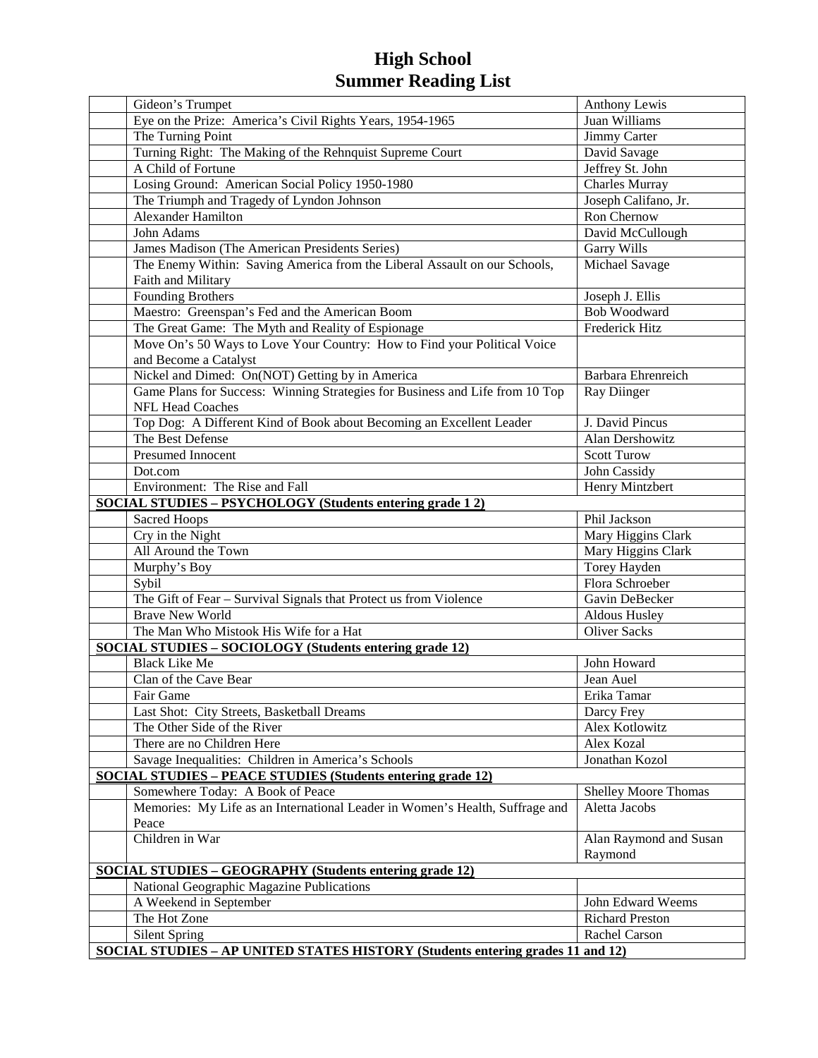# High School
# Summer Reading List

| | Title | Author |
|---|---|---|
| | Gideon's Trumpet | Anthony Lewis |
| | Eye on the Prize: America's Civil Rights Years, 1954-1965 | Juan Williams |
| | The Turning Point | Jimmy Carter |
| | Turning Right: The Making of the Rehnquist Supreme Court | David Savage |
| | A Child of Fortune | Jeffrey St. John |
| | Losing Ground: American Social Policy 1950-1980 | Charles Murray |
| | The Triumph and Tragedy of Lyndon Johnson | Joseph Califano, Jr. |
| | Alexander Hamilton | Ron Chernow |
| | John Adams | David McCullough |
| | James Madison (The American Presidents Series) | Garry Wills |
| | The Enemy Within: Saving America from the Liberal Assault on our Schools, Faith and Military | Michael Savage |
| | Founding Brothers | Joseph J. Ellis |
| | Maestro: Greenspan's Fed and the American Boom | Bob Woodward |
| | The Great Game: The Myth and Reality of Espionage | Frederick Hitz |
| | Move On's 50 Ways to Love Your Country: How to Find your Political Voice and Become a Catalyst | |
| | Nickel and Dimed: On(NOT) Getting by in America | Barbara Ehrenreich |
| | Game Plans for Success: Winning Strategies for Business and Life from 10 Top NFL Head Coaches | Ray Diinger |
| | Top Dog: A Different Kind of Book about Becoming an Excellent Leader | J. David Pincus |
| | The Best Defense | Alan Dershowitz |
| | Presumed Innocent | Scott Turow |
| | Dot.com | John Cassidy |
| | Environment: The Rise and Fall | Henry Mintzbert |
| **SOCIAL STUDIES – PSYCHOLOGY (Students entering grade 1 2)** | | |
| | Sacred Hoops | Phil Jackson |
| | Cry in the Night | Mary Higgins Clark |
| | All Around the Town | Mary Higgins Clark |
| | Murphy's Boy | Torey Hayden |
| | Sybil | Flora Schroeber |
| | The Gift of Fear – Survival Signals that Protect us from Violence | Gavin DeBecker |
| | Brave New World | Aldous Husley |
| | The Man Who Mistook His Wife for a Hat | Oliver Sacks |
| **SOCIAL STUDIES – SOCIOLOGY (Students entering grade 12)** | | |
| | Black Like Me | John Howard |
| | Clan of the Cave Bear | Jean Auel |
| | Fair Game | Erika Tamar |
| | Last Shot: City Streets, Basketball Dreams | Darcy Frey |
| | The Other Side of the River | Alex Kotlowitz |
| | There are no Children Here | Alex Kozal |
| | Savage Inequalities: Children in America's Schools | Jonathan Kozol |
| **SOCIAL STUDIES – PEACE STUDIES (Students entering grade 12)** | | |
| | Somewhere Today: A Book of Peace | Shelley Moore Thomas |
| | Memories: My Life as an International Leader in Women's Health, Suffrage and Peace | Aletta Jacobs |
| | Children in War | Alan Raymond and Susan Raymond |
| **SOCIAL STUDIES – GEOGRAPHY (Students entering grade 12)** | | |
| | National Geographic Magazine Publications | |
| | A Weekend in September | John Edward Weems |
| | The Hot Zone | Richard Preston |
| | Silent Spring | Rachel Carson |
| **SOCIAL STUDIES – AP UNITED STATES HISTORY (Students entering grades 11 and 12)** | | |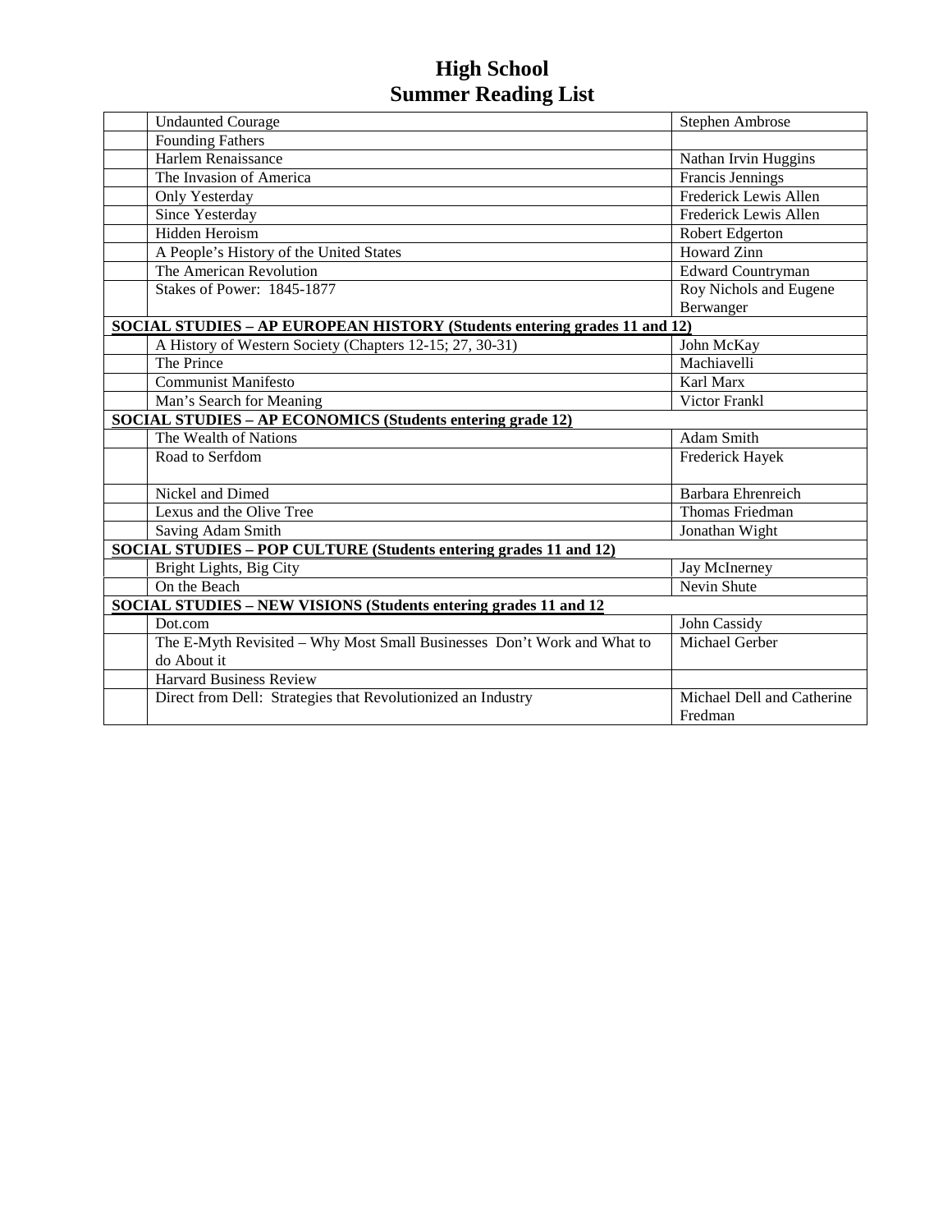# High School
# Summer Reading List

| | Title | Author |
|---|---|---|
| | Undaunted Courage | Stephen Ambrose |
| | Founding Fathers | |
| | Harlem Renaissance | Nathan Irvin Huggins |
| | The Invasion of America | Francis Jennings |
| | Only Yesterday | Frederick Lewis Allen |
| | Since Yesterday | Frederick Lewis Allen |
| | Hidden Heroism | Robert Edgerton |
| | A People's History of the United States | Howard Zinn |
| | The American Revolution | Edward Countryman |
| | Stakes of Power: 1845-1877 | Roy Nichols and Eugene Berwanger |
| **SOCIAL STUDIES – AP EUROPEAN HISTORY (Students entering grades 11 and 12)** | | |
| | A History of Western Society (Chapters 12-15; 27, 30-31) | John McKay |
| | The Prince | Machiavelli |
| | Communist Manifesto | Karl Marx |
| | Man's Search for Meaning | Victor Frankl |
| **SOCIAL STUDIES – AP ECONOMICS (Students entering grade 12)** | | |
| | The Wealth of Nations | Adam Smith |
| | Road to Serfdom | Frederick Hayek |
| | Nickel and Dimed | Barbara Ehrenreich |
| | Lexus and the Olive Tree | Thomas Friedman |
| | Saving Adam Smith | Jonathan Wight |
| **SOCIAL STUDIES – POP CULTURE (Students entering grades 11 and 12)** | | |
| | Bright Lights, Big City | Jay McInerney |
| | On the Beach | Nevin Shute |
| **SOCIAL STUDIES – NEW VISIONS (Students entering grades 11 and 12** | | |
| | Dot.com | John Cassidy |
| | The E-Myth Revisited – Why Most Small Businesses Don't Work and What to do About it | Michael Gerber |
| | Harvard Business Review | |
| | Direct from Dell: Strategies that Revolutionized an Industry | Michael Dell and Catherine Fredman |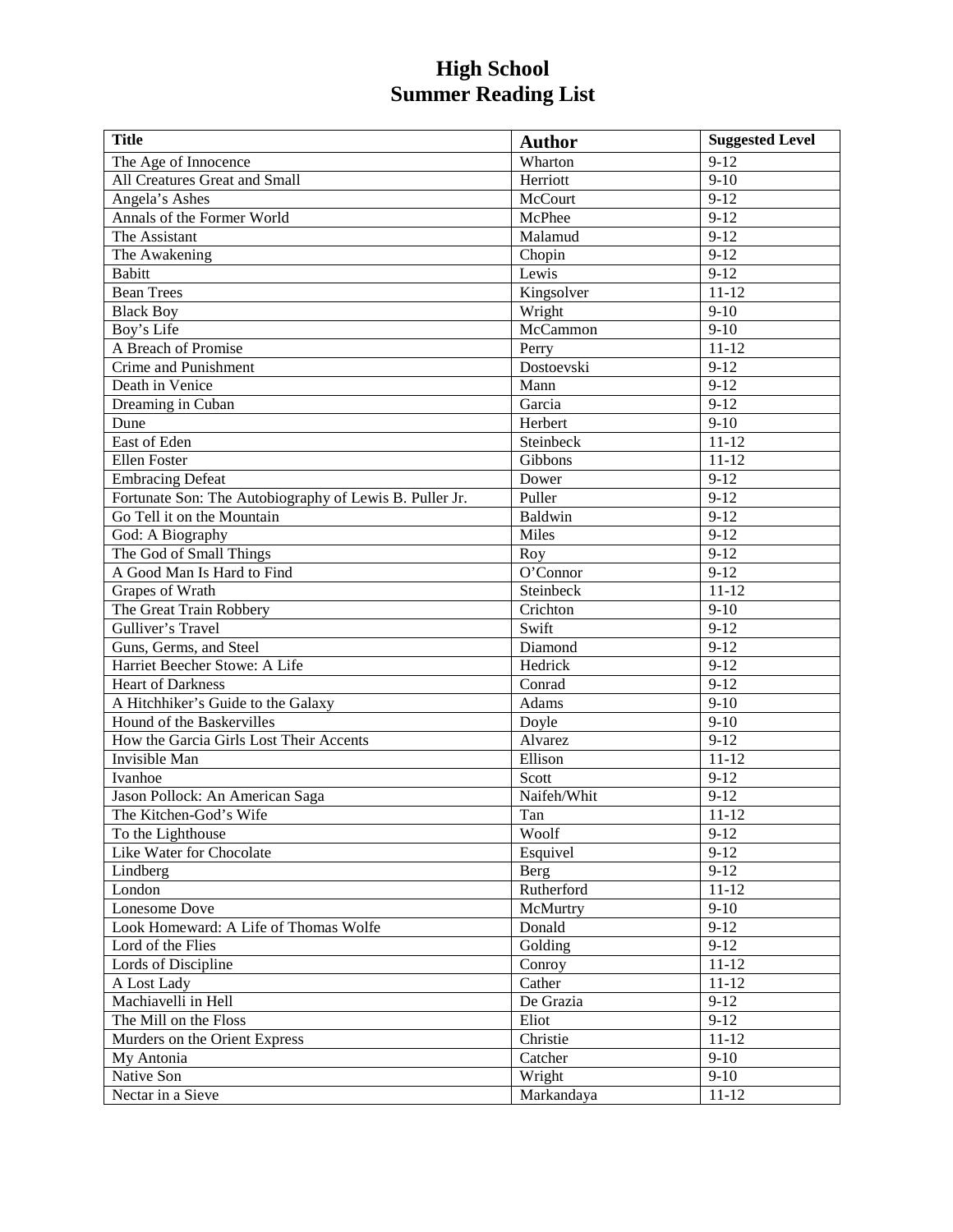# High School
# Summer Reading List

| Title | Author | Suggested Level |
|---|---|---|
| The Age of Innocence | Wharton | 9-12 |
| All Creatures Great and Small | Herriott | 9-10 |
| Angela's Ashes | McCourt | 9-12 |
| Annals of the Former World | McPhee | 9-12 |
| The Assistant | Malamud | 9-12 |
| The Awakening | Chopin | 9-12 |
| Babitt | Lewis | 9-12 |
| Bean Trees | Kingsolver | 11-12 |
| Black Boy | Wright | 9-10 |
| Boy's Life | McCammon | 9-10 |
| A Breach of Promise | Perry | 11-12 |
| Crime and Punishment | Dostoevski | 9-12 |
| Death in Venice | Mann | 9-12 |
| Dreaming in Cuban | Garcia | 9-12 |
| Dune | Herbert | 9-10 |
| East of Eden | Steinbeck | 11-12 |
| Ellen Foster | Gibbons | 11-12 |
| Embracing Defeat | Dower | 9-12 |
| Fortunate Son: The Autobiography of Lewis B. Puller Jr. | Puller | 9-12 |
| Go Tell it on the Mountain | Baldwin | 9-12 |
| God: A Biography | Miles | 9-12 |
| The God of Small Things | Roy | 9-12 |
| A Good Man Is Hard to Find | O'Connor | 9-12 |
| Grapes of Wrath | Steinbeck | 11-12 |
| The Great Train Robbery | Crichton | 9-10 |
| Gulliver's Travel | Swift | 9-12 |
| Guns, Germs, and Steel | Diamond | 9-12 |
| Harriet Beecher Stowe: A Life | Hedrick | 9-12 |
| Heart of Darkness | Conrad | 9-12 |
| A Hitchhiker's Guide to the Galaxy | Adams | 9-10 |
| Hound of the Baskervilles | Doyle | 9-10 |
| How the Garcia Girls Lost Their Accents | Alvarez | 9-12 |
| Invisible Man | Ellison | 11-12 |
| Ivanhoe | Scott | 9-12 |
| Jason Pollock: An American Saga | Naifeh/Whit | 9-12 |
| The Kitchen-God's Wife | Tan | 11-12 |
| To the Lighthouse | Woolf | 9-12 |
| Like Water for Chocolate | Esquivel | 9-12 |
| Lindberg | Berg | 9-12 |
| London | Rutherford | 11-12 |
| Lonesome Dove | McMurtry | 9-10 |
| Look Homeward: A Life of Thomas Wolfe | Donald | 9-12 |
| Lord of the Flies | Golding | 9-12 |
| Lords of Discipline | Conroy | 11-12 |
| A Lost Lady | Cather | 11-12 |
| Machiavelli in Hell | De Grazia | 9-12 |
| The Mill on the Floss | Eliot | 9-12 |
| Murders on the Orient Express | Christie | 11-12 |
| My Antonia | Catcher | 9-10 |
| Native Son | Wright | 9-10 |
| Nectar in a Sieve | Markandaya | 11-12 |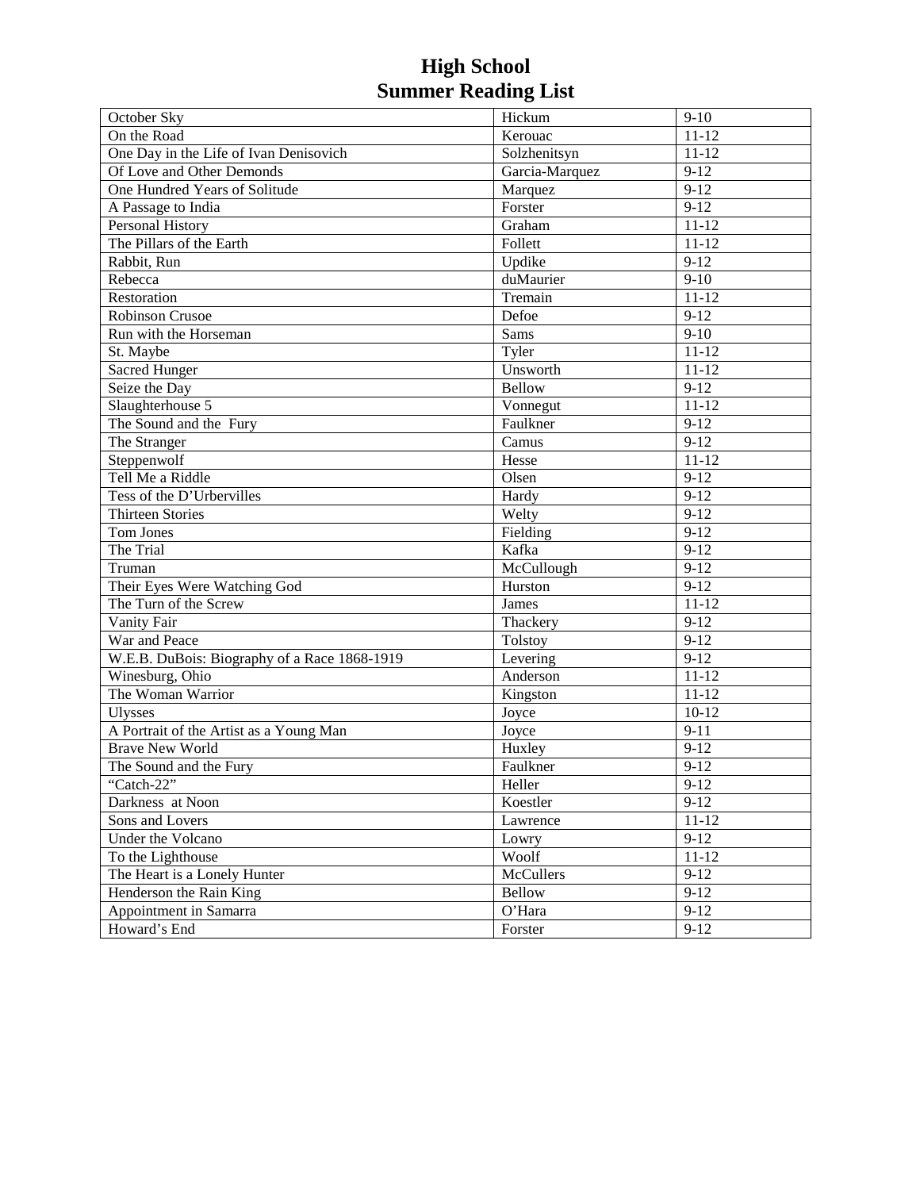# High School
# Summer Reading List

| | | |
|---|---|---|
| October Sky | Hickum | 9-10 |
| On the Road | Kerouac | 11-12 |
| One Day in the Life of Ivan Denisovich | Solzhenitsyn | 11-12 |
| Of Love and Other Demonds | Garcia-Marquez | 9-12 |
| One Hundred Years of Solitude | Marquez | 9-12 |
| A Passage to India | Forster | 9-12 |
| Personal History | Graham | 11-12 |
| The Pillars of the Earth | Follett | 11-12 |
| Rabbit, Run | Updike | 9-12 |
| Rebecca | duMaurier | 9-10 |
| Restoration | Tremain | 11-12 |
| Robinson Crusoe | Defoe | 9-12 |
| Run with the Horseman | Sams | 9-10 |
| St. Maybe | Tyler | 11-12 |
| Sacred Hunger | Unsworth | 11-12 |
| Seize the Day | Bellow | 9-12 |
| Slaughterhouse 5 | Vonnegut | 11-12 |
| The Sound and the Fury | Faulkner | 9-12 |
| The Stranger | Camus | 9-12 |
| Steppenwolf | Hesse | 11-12 |
| Tell Me a Riddle | Olsen | 9-12 |
| Tess of the D'Urbervilles | Hardy | 9-12 |
| Thirteen Stories | Welty | 9-12 |
| Tom Jones | Fielding | 9-12 |
| The Trial | Kafka | 9-12 |
| Truman | McCullough | 9-12 |
| Their Eyes Were Watching God | Hurston | 9-12 |
| The Turn of the Screw | James | 11-12 |
| Vanity Fair | Thackery | 9-12 |
| War and Peace | Tolstoy | 9-12 |
| W.E.B. DuBois: Biography of a Race 1868-1919 | Levering | 9-12 |
| Winesburg, Ohio | Anderson | 11-12 |
| The Woman Warrior | Kingston | 11-12 |
| Ulysses | Joyce | 10-12 |
| A Portrait of the Artist as a Young Man | Joyce | 9-11 |
| Brave New World | Huxley | 9-12 |
| The Sound and the Fury | Faulkner | 9-12 |
| "Catch-22" | Heller | 9-12 |
| Darkness at Noon | Koestler | 9-12 |
| Sons and Lovers | Lawrence | 11-12 |
| Under the Volcano | Lowry | 9-12 |
| To the Lighthouse | Woolf | 11-12 |
| The Heart is a Lonely Hunter | McCullers | 9-12 |
| Henderson the Rain King | Bellow | 9-12 |
| Appointment in Samarra | O'Hara | 9-12 |
| Howard's End | Forster | 9-12 |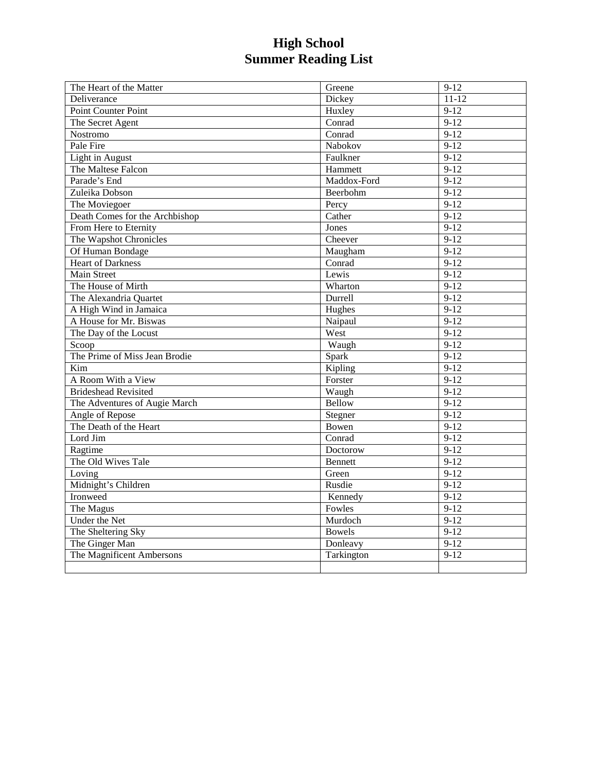# High School
# Summer Reading List

| | | |
|---|---|---|
| The Heart of the Matter | Greene | 9-12 |
| Deliverance | Dickey | 11-12 |
| Point Counter Point | Huxley | 9-12 |
| The Secret Agent | Conrad | 9-12 |
| Nostromo | Conrad | 9-12 |
| Pale Fire | Nabokov | 9-12 |
| Light in August | Faulkner | 9-12 |
| The Maltese Falcon | Hammett | 9-12 |
| Parade's End | Maddox-Ford | 9-12 |
| Zuleika Dobson | Beerbohm | 9-12 |
| The Moviegoer | Percy | 9-12 |
| Death Comes for the Archbishop | Cather | 9-12 |
| From Here to Eternity | Jones | 9-12 |
| The Wapshot Chronicles | Cheever | 9-12 |
| Of Human Bondage | Maugham | 9-12 |
| Heart of Darkness | Conrad | 9-12 |
| Main Street | Lewis | 9-12 |
| The House of Mirth | Wharton | 9-12 |
| The Alexandria Quartet | Durrell | 9-12 |
| A High Wind in Jamaica | Hughes | 9-12 |
| A House for Mr. Biswas | Naipaul | 9-12 |
| The Day of the Locust | West | 9-12 |
| Scoop | Waugh | 9-12 |
| The Prime of Miss Jean Brodie | Spark | 9-12 |
| Kim | Kipling | 9-12 |
| A Room With a View | Forster | 9-12 |
| Brideshead Revisited | Waugh | 9-12 |
| The Adventures of Augie March | Bellow | 9-12 |
| Angle of Repose | Stegner | 9-12 |
| The Death of the Heart | Bowen | 9-12 |
| Lord Jim | Conrad | 9-12 |
| Ragtime | Doctorow | 9-12 |
| The Old Wives Tale | Bennett | 9-12 |
| Loving | Green | 9-12 |
| Midnight's Children | Rusdie | 9-12 |
| Ironweed | Kennedy | 9-12 |
| The Magus | Fowles | 9-12 |
| Under the Net | Murdoch | 9-12 |
| The Sheltering Sky | Bowels | 9-12 |
| The Ginger Man | Donleavy | 9-12 |
| The Magnificent Ambersons | Tarkington | 9-12 |
| | | |